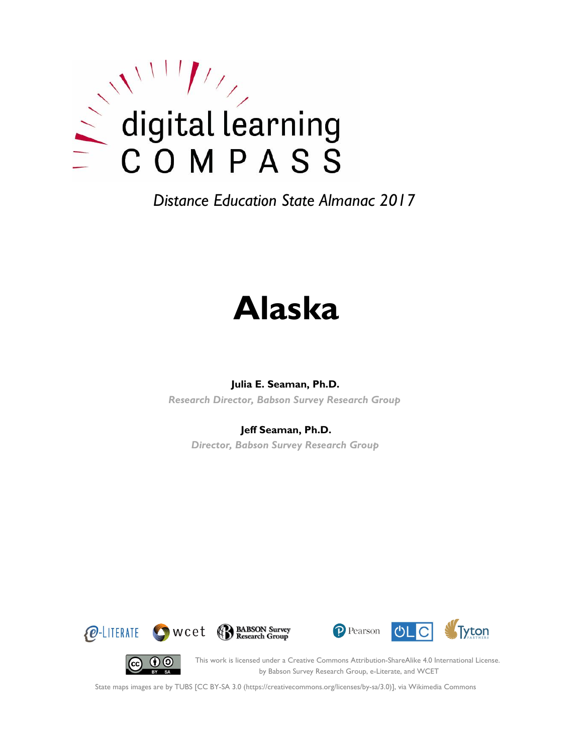digital learning COMPASS

*Distance Education State Almanac 2017*

# Alaska

**Julia E. Seaman, Ph.D.**

*Research Director, Babson Survey Research Group*

**Jeff Seaman, Ph.D.**

*Director, Babson Survey Research Group*

e-LITERATE wcet BABSON Survey Research Group Pearson OLC Tyton PARTNERS

This work is licensed under a Creative Commons Attribution-ShareAlike 4.0 International License. by Babson Survey Research Group, e-Literate, and WCET

State maps images are by TUBS [CC BY-SA 3.0 (https://creativecommons.org/licenses/by-sa/3.0)], via Wikimedia Commons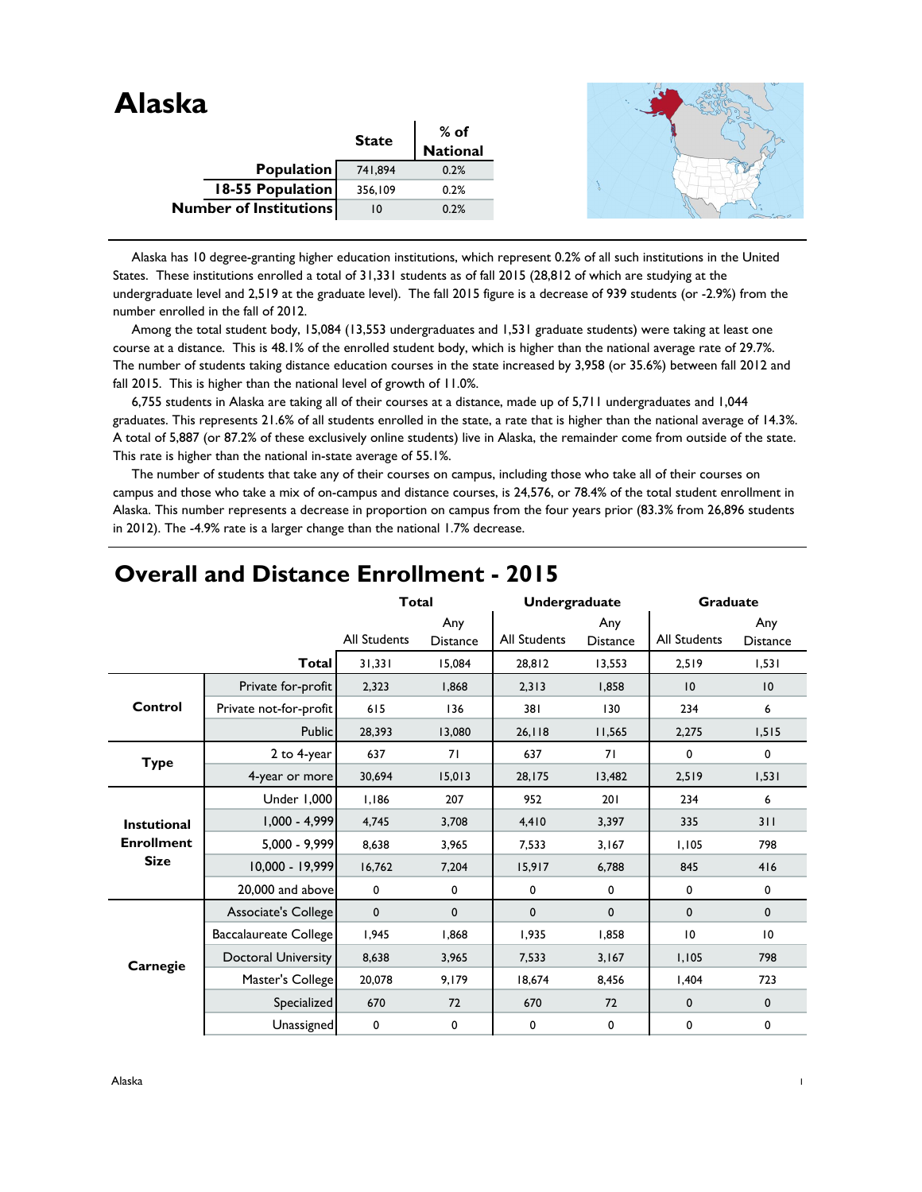# Alaska

| | State | % of National |
|---|---|---|
| **Population** | 741,894 | 0.2% |
| **18-55 Population** | 356,109 | 0.2% |
| **Number of Institutions** | 10 | 0.2% |

Alaska has 10 degree-granting higher education institutions, which represent 0.2% of all such institutions in the United States. These institutions enrolled a total of 31,331 students as of fall 2015 (28,812 of which are studying at the undergraduate level and 2,519 at the graduate level). The fall 2015 figure is a decrease of 939 students (or -2.9%) from the number enrolled in the fall of 2012.

Among the total student body, 15,084 (13,553 undergraduates and 1,531 graduate students) were taking at least one course at a distance. This is 48.1% of the enrolled student body, which is higher than the national average rate of 29.7%. The number of students taking distance education courses in the state increased by 3,958 (or 35.6%) between fall 2012 and fall 2015. This is higher than the national level of growth of 11.0%.

6,755 students in Alaska are taking all of their courses at a distance, made up of 5,711 undergraduates and 1,044 graduates. This represents 21.6% of all students enrolled in the state, a rate that is higher than the national average of 14.3%. A total of 5,887 (or 87.2% of these exclusively online students) live in Alaska, the remainder come from outside of the state. This rate is higher than the national in-state average of 55.1%.

The number of students that take any of their courses on campus, including those who take all of their courses on campus and those who take a mix of on-campus and distance courses, is 24,576, or 78.4% of the total student enrollment in Alaska. This number represents a decrease in proportion on campus from the four years prior (83.3% from 26,896 students in 2012). The -4.9% rate is a larger change than the national 1.7% decrease.

## Overall and Distance Enrollment - 2015

| | | Total | | Undergraduate | | Graduate | |
|---|---|---|---|---|---|---|---|
| | | All Students | Any Distance | All Students | Any Distance | All Students | Any Distance |
| | **Total** | 31,331 | 15,084 | 28,812 | 13,553 | 2,519 | 1,531 |
| **Control** | Private for-profit | 2,323 | 1,868 | 2,313 | 1,858 | 10 | 10 |
| | Private not-for-profit | 615 | 136 | 381 | 130 | 234 | 6 |
| | Public | 28,393 | 13,080 | 26,118 | 11,565 | 2,275 | 1,515 |
| **Type** | 2 to 4-year | 637 | 71 | 637 | 71 | 0 | 0 |
| | 4-year or more | 30,694 | 15,013 | 28,175 | 13,482 | 2,519 | 1,531 |
| **Instutional Enrollment Size** | Under 1,000 | 1,186 | 207 | 952 | 201 | 234 | 6 |
| | 1,000 - 4,999 | 4,745 | 3,708 | 4,410 | 3,397 | 335 | 311 |
| | 5,000 - 9,999 | 8,638 | 3,965 | 7,533 | 3,167 | 1,105 | 798 |
| | 10,000 - 19,999 | 16,762 | 7,204 | 15,917 | 6,788 | 845 | 416 |
| | 20,000 and above | 0 | 0 | 0 | 0 | 0 | 0 |
| **Carnegie** | Associate's College | 0 | 0 | 0 | 0 | 0 | 0 |
| | Baccalaureate College | 1,945 | 1,868 | 1,935 | 1,858 | 10 | 10 |
| | Doctoral University | 8,638 | 3,965 | 7,533 | 3,167 | 1,105 | 798 |
| | Master's College | 20,078 | 9,179 | 18,674 | 8,456 | 1,404 | 723 |
| | Specialized | 670 | 72 | 670 | 72 | 0 | 0 |
| | Unassigned | 0 | 0 | 0 | 0 | 0 | 0 |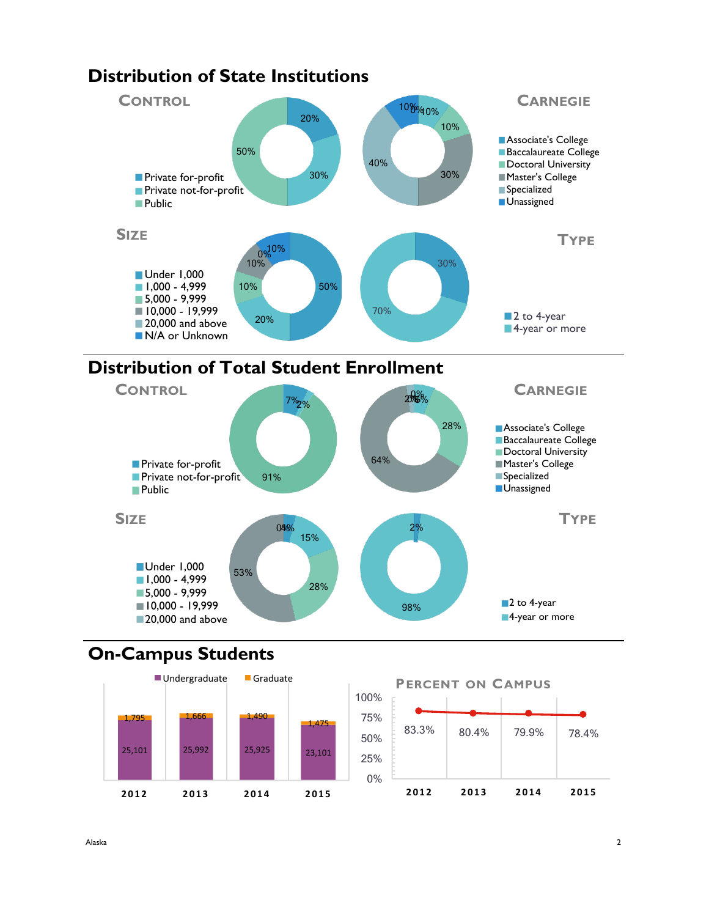## Distribution of State Institutions

### Control

- Private for-profit: 20%
- Private not-for-profit: 30%
- Public: 50%

### Carnegie

- Associate's College: 10%
- Baccalaureate College: 10%
- Doctoral University: 10%
- Master's College: 30%
- Specialized: 40%
- Unassigned: 10%

0%

### Size

- Under 1,000: 50%
- 1,000 - 4,999: 20%
- 5,000 - 9,999: 10%
- 10,000 - 19,999: 10%
- 20,000 and above: 0%
- N/A or Unknown: 10%

### Type

- 2 to 4-year: 30%
- 4-year or more: 70%

## Distribution of Total Student Enrollment

### Control

- Private for-profit: 7%
- Private not-for-profit: 2%
- Public: 91%

### Carnegie

- Associate's College
- Baccalaureate College
- Doctoral University: 28%
- Master's College: 64%
- Specialized
- Unassigned

2% 0% 6% 0%

### Size

- Under 1,000: 4%
- 1,000 - 4,999: 15%
- 5,000 - 9,999: 28%
- 10,000 - 19,999: 53%
- 20,000 and above: 0%

### Type

- 2 to 4-year: 2%
- 4-year or more: 98%

## On-Campus Students

| | 2012 | 2013 | 2014 | 2015 |
|---|---|---|---|---|
| Undergraduate | 25,101 | 25,992 | 25,925 | 23,101 |
| Graduate | 1,795 | 1,666 | 1,490 | 1,475 |

### Percent on Campus

| 2012 | 2013 | 2014 | 2015 |
|---|---|---|---|
| 83.3% | 80.4% | 79.9% | 78.4% |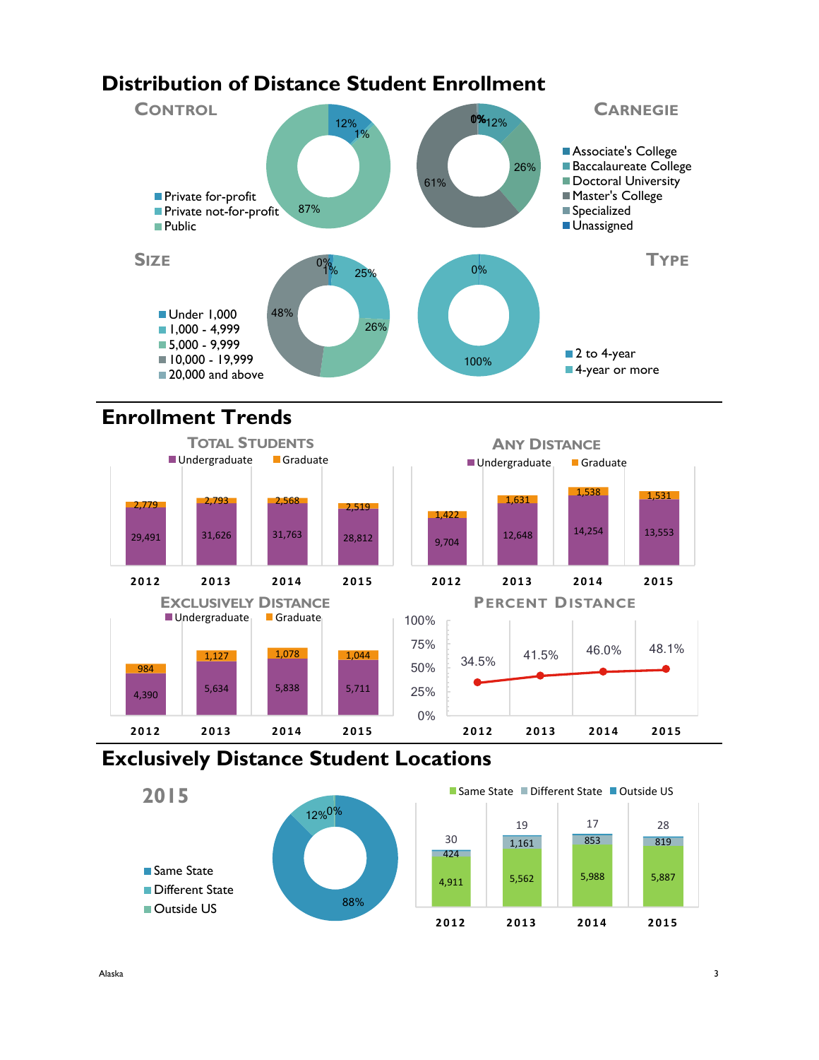# Distribution of Distance Student Enrollment

## Control

- Private for-profit: 12%
- Private not-for-profit: 1%
- Public: 87%

## Carnegie

- Associate's College: 0%
- Baccalaureate College: 12%
- Doctoral University: 26%
- Master's College: 61%
- Specialized: 0%
- Unassigned: 0%

## Size

- Under 1,000: 0%
- 1,000 - 4,999: 1%
- 5,000 - 9,999: 25%
- 10,000 - 19,999: 26%
- 20,000 and above: 48%

## Type

- 2 to 4-year: 0%
- 4-year or more: 100%

# Enrollment Trends

## Total Students

| | 2012 | 2013 | 2014 | 2015 |
|---|---|---|---|---|
| Undergraduate | 29,491 | 31,626 | 31,763 | 28,812 |
| Graduate | 2,779 | 2,793 | 2,568 | 2,519 |

## Any Distance

| | 2012 | 2013 | 2014 | 2015 |
|---|---|---|---|---|
| Undergraduate | 9,704 | 12,648 | 14,254 | 13,553 |
| Graduate | 1,422 | 1,631 | 1,538 | 1,531 |

## Exclusively Distance

| | 2012 | 2013 | 2014 | 2015 |
|---|---|---|---|---|
| Undergraduate | 4,390 | 5,634 | 5,838 | 5,711 |
| Graduate | 984 | 1,127 | 1,078 | 1,044 |

## Percent Distance

| 2012 | 2013 | 2014 | 2015 |
|---|---|---|---|
| 34.5% | 41.5% | 46.0% | 48.1% |

# Exclusively Distance Student Locations

## 2015

- Same State: 88%
- Different State: 12%
- Outside US: 0%

| | 2012 | 2013 | 2014 | 2015 |
|---|---|---|---|---|
| Same State | 4,911 | 5,562 | 5,988 | 5,887 |
| Different State | 424 | 1,161 | 853 | 819 |
| Outside US | 30 | 19 | 17 | 28 |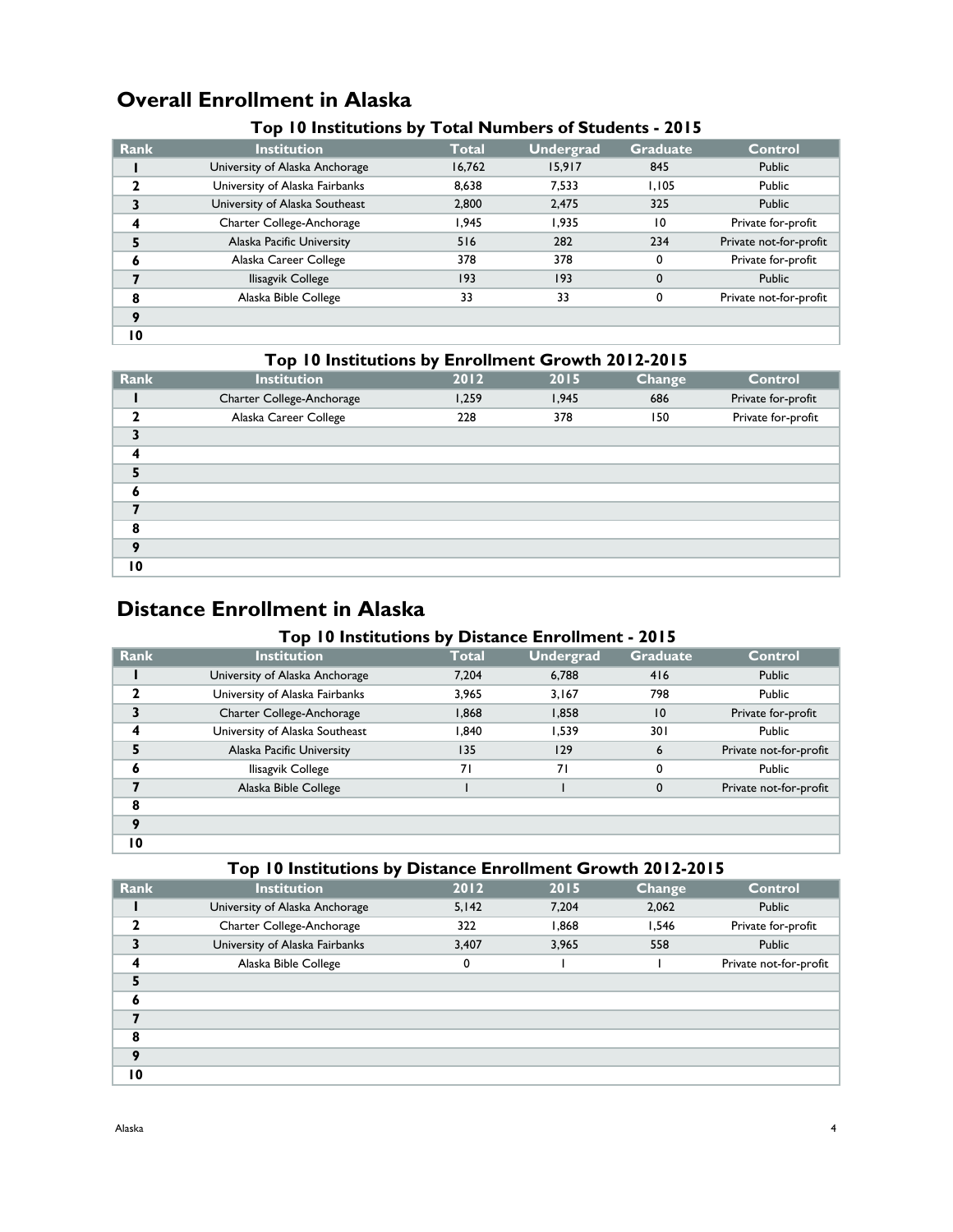## Overall Enrollment in Alaska

### Top 10 Institutions by Total Numbers of Students - 2015

| Rank | Institution | Total | Undergrad | Graduate | Control |
|---|---|---|---|---|---|
| 1 | University of Alaska Anchorage | 16,762 | 15,917 | 845 | Public |
| 2 | University of Alaska Fairbanks | 8,638 | 7,533 | 1,105 | Public |
| 3 | University of Alaska Southeast | 2,800 | 2,475 | 325 | Public |
| 4 | Charter College-Anchorage | 1,945 | 1,935 | 10 | Private for-profit |
| 5 | Alaska Pacific University | 516 | 282 | 234 | Private not-for-profit |
| 6 | Alaska Career College | 378 | 378 | 0 | Private for-profit |
| 7 | Ilisagvik College | 193 | 193 | 0 | Public |
| 8 | Alaska Bible College | 33 | 33 | 0 | Private not-for-profit |
| 9 | | | | | |
| 10 | | | | | |

### Top 10 Institutions by Enrollment Growth 2012-2015

| Rank | Institution | 2012 | 2015 | Change | Control |
|---|---|---|---|---|---|
| 1 | Charter College-Anchorage | 1,259 | 1,945 | 686 | Private for-profit |
| 2 | Alaska Career College | 228 | 378 | 150 | Private for-profit |
| 3 | | | | | |
| 4 | | | | | |
| 5 | | | | | |
| 6 | | | | | |
| 7 | | | | | |
| 8 | | | | | |
| 9 | | | | | |
| 10 | | | | | |

## Distance Enrollment in Alaska

### Top 10 Institutions by Distance Enrollment - 2015

| Rank | Institution | Total | Undergrad | Graduate | Control |
|---|---|---|---|---|---|
| 1 | University of Alaska Anchorage | 7,204 | 6,788 | 416 | Public |
| 2 | University of Alaska Fairbanks | 3,965 | 3,167 | 798 | Public |
| 3 | Charter College-Anchorage | 1,868 | 1,858 | 10 | Private for-profit |
| 4 | University of Alaska Southeast | 1,840 | 1,539 | 301 | Public |
| 5 | Alaska Pacific University | 135 | 129 | 6 | Private not-for-profit |
| 6 | Ilisagvik College | 71 | 71 | 0 | Public |
| 7 | Alaska Bible College | 1 | 1 | 0 | Private not-for-profit |
| 8 | | | | | |
| 9 | | | | | |
| 10 | | | | | |

### Top 10 Institutions by Distance Enrollment Growth 2012-2015

| Rank | Institution | 2012 | 2015 | Change | Control |
|---|---|---|---|---|---|
| 1 | University of Alaska Anchorage | 5,142 | 7,204 | 2,062 | Public |
| 2 | Charter College-Anchorage | 322 | 1,868 | 1,546 | Private for-profit |
| 3 | University of Alaska Fairbanks | 3,407 | 3,965 | 558 | Public |
| 4 | Alaska Bible College | 0 | 1 | 1 | Private not-for-profit |
| 5 | | | | | |
| 6 | | | | | |
| 7 | | | | | |
| 8 | | | | | |
| 9 | | | | | |
| 10 | | | | | |